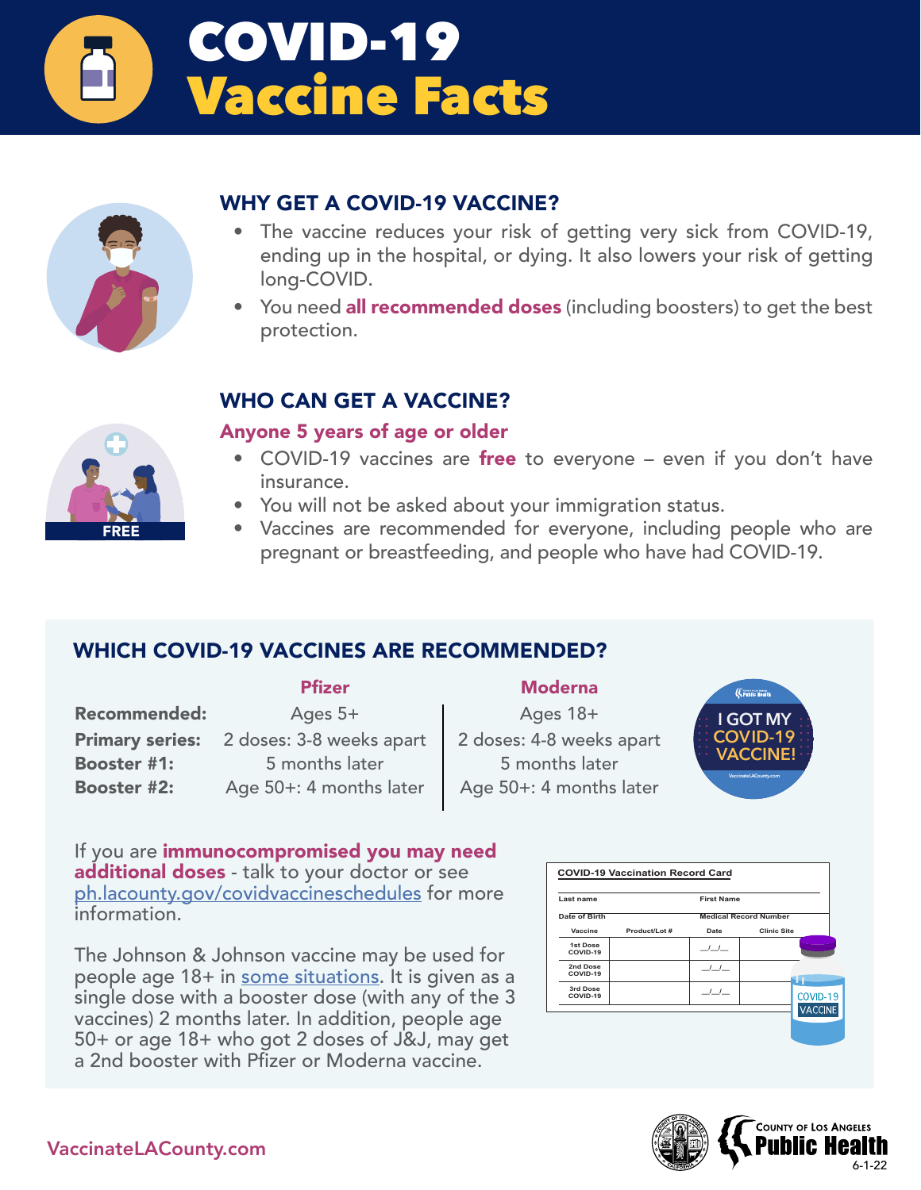# COVID-19 Vaccine Facts

## WHY GET A COVID-19 VACCINE?

- The vaccine reduces your risk of getting very sick from COVID-19, ending up in the hospital, or dying. It also lowers your risk of getting long-COVID.
- You need **all recommended doses** (including boosters) to get the best protection.

## WHO CAN GET A VACCINE?

### Anyone 5 years of age or older

- COVID-19 vaccines are **free** to everyone – even if you don't have insurance.
- You will not be asked about your immigration status.
- Vaccines are recommended for everyone, including people who are pregnant or breastfeeding, and people who have had COVID-19.

## WHICH COVID-19 VACCINES ARE RECOMMENDED?

| | Pfizer | Moderna |
|---|---|---|
| **Recommended:** | Ages 5+ | Ages 18+ |
| **Primary series:** | 2 doses: 3-8 weeks apart | 2 doses: 4-8 weeks apart |
| **Booster #1:** | 5 months later | 5 months later |
| **Booster #2:** | Age 50+: 4 months later | Age 50+: 4 months later |

If you are **immunocompromised you may need additional doses** - talk to your doctor or see ph.lacounty.gov/covidvaccineschedules for more information.

The Johnson & Johnson vaccine may be used for people age 18+ in some situations. It is given as a single dose with a booster dose (with any of the 3 vaccines) 2 months later. In addition, people age 50+ or age 18+ who got 2 doses of J&J, may get a 2nd booster with Pfizer or Moderna vaccine.

VaccinateLACounty.com

County of Los Angeles Public Health

6-1-22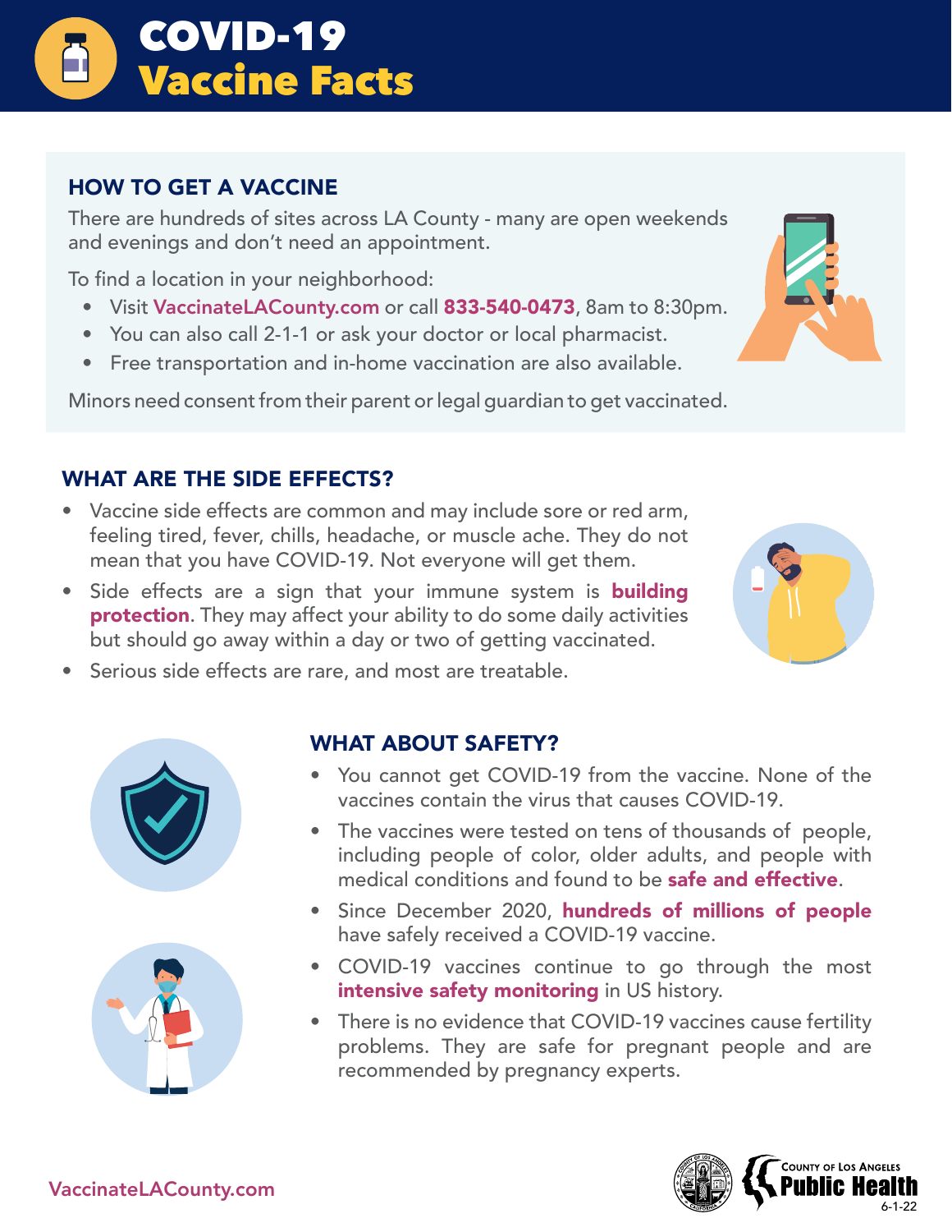# COVID-19 Vaccine Facts

## HOW TO GET A VACCINE

There are hundreds of sites across LA County - many are open weekends and evenings and don't need an appointment.

To find a location in your neighborhood:

- Visit **VaccinateLACounty.com** or call **833-540-0473**, 8am to 8:30pm.
- You can also call 2-1-1 or ask your doctor or local pharmacist.
- Free transportation and in-home vaccination are also available.

Minors need consent from their parent or legal guardian to get vaccinated.

## WHAT ARE THE SIDE EFFECTS?

- Vaccine side effects are common and may include sore or red arm, feeling tired, fever, chills, headache, or muscle ache. They do not mean that you have COVID-19. Not everyone will get them.
- Side effects are a sign that your immune system is **building protection**. They may affect your ability to do some daily activities but should go away within a day or two of getting vaccinated.
- Serious side effects are rare, and most are treatable.

## WHAT ABOUT SAFETY?

- You cannot get COVID-19 from the vaccine. None of the vaccines contain the virus that causes COVID-19.
- The vaccines were tested on tens of thousands of people, including people of color, older adults, and people with medical conditions and found to be **safe and effective**.
- Since December 2020, **hundreds of millions of people** have safely received a COVID-19 vaccine.
- COVID-19 vaccines continue to go through the most **intensive safety monitoring** in US history.
- There is no evidence that COVID-19 vaccines cause fertility problems. They are safe for pregnant people and are recommended by pregnancy experts.

VaccinateLACounty.com

County of Los Angeles Public Health

6-1-22